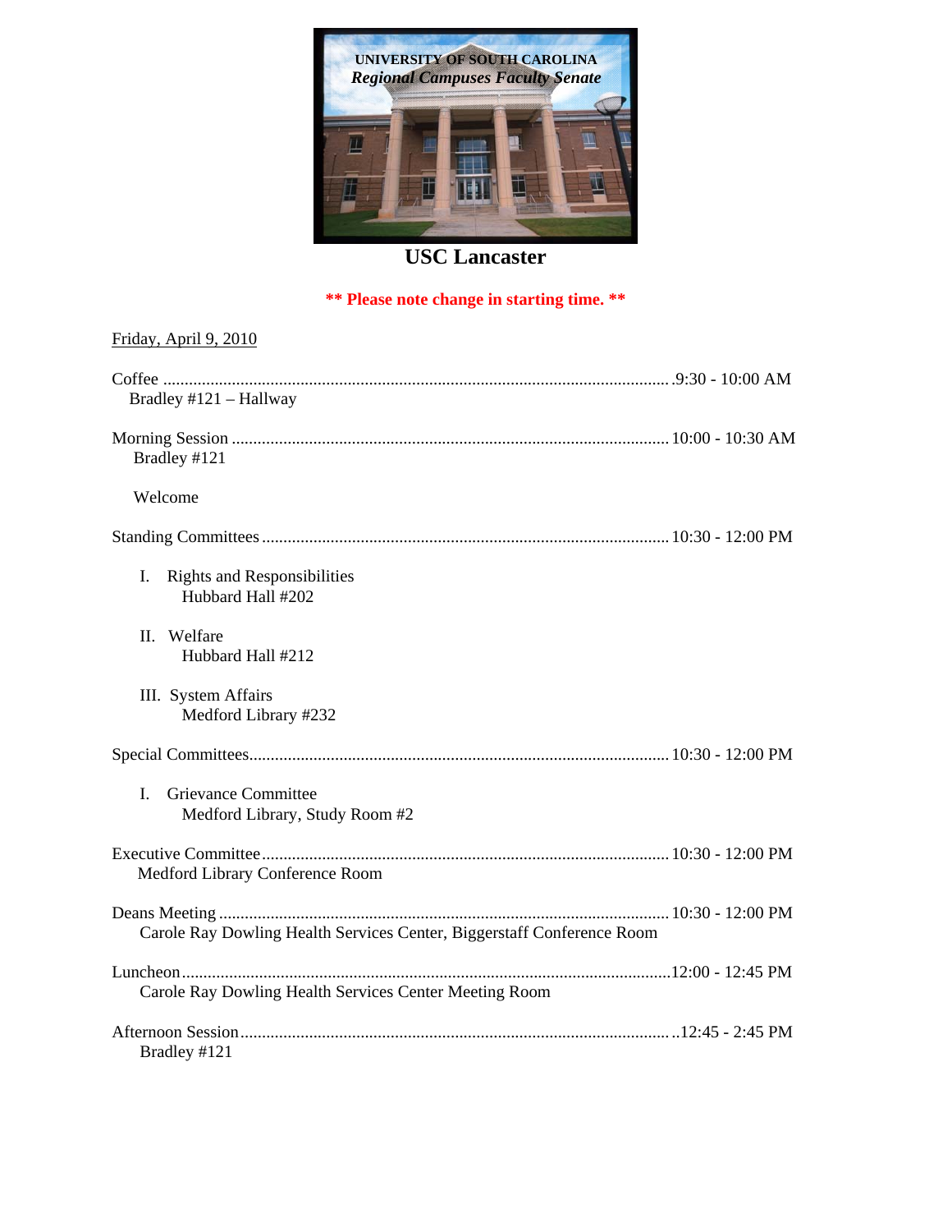UNIVERSITY OF SOUTH CAROLINA
*Regional Campuses Faculty Senate*

# USC Lancaster

**\*\* Please note change in starting time. \*\***

Friday, April 9, 2010

Coffee .......... 9:30 - 10:00 AM
Bradley #121 – Hallway

Morning Session .......... 10:00 - 10:30 AM
Bradley #121

Welcome

Standing Committees .......... 10:30 - 12:00 PM

I. Rights and Responsibilities
Hubbard Hall #202

II. Welfare
Hubbard Hall #212

III. System Affairs
Medford Library #232

Special Committees .......... 10:30 - 12:00 PM

I. Grievance Committee
Medford Library, Study Room #2

Executive Committee .......... 10:30 - 12:00 PM
Medford Library Conference Room

Deans Meeting .......... 10:30 - 12:00 PM
Carole Ray Dowling Health Services Center, Biggerstaff Conference Room

Luncheon .......... 12:00 - 12:45 PM
Carole Ray Dowling Health Services Center Meeting Room

Afternoon Session .......... 12:45 - 2:45 PM
Bradley #121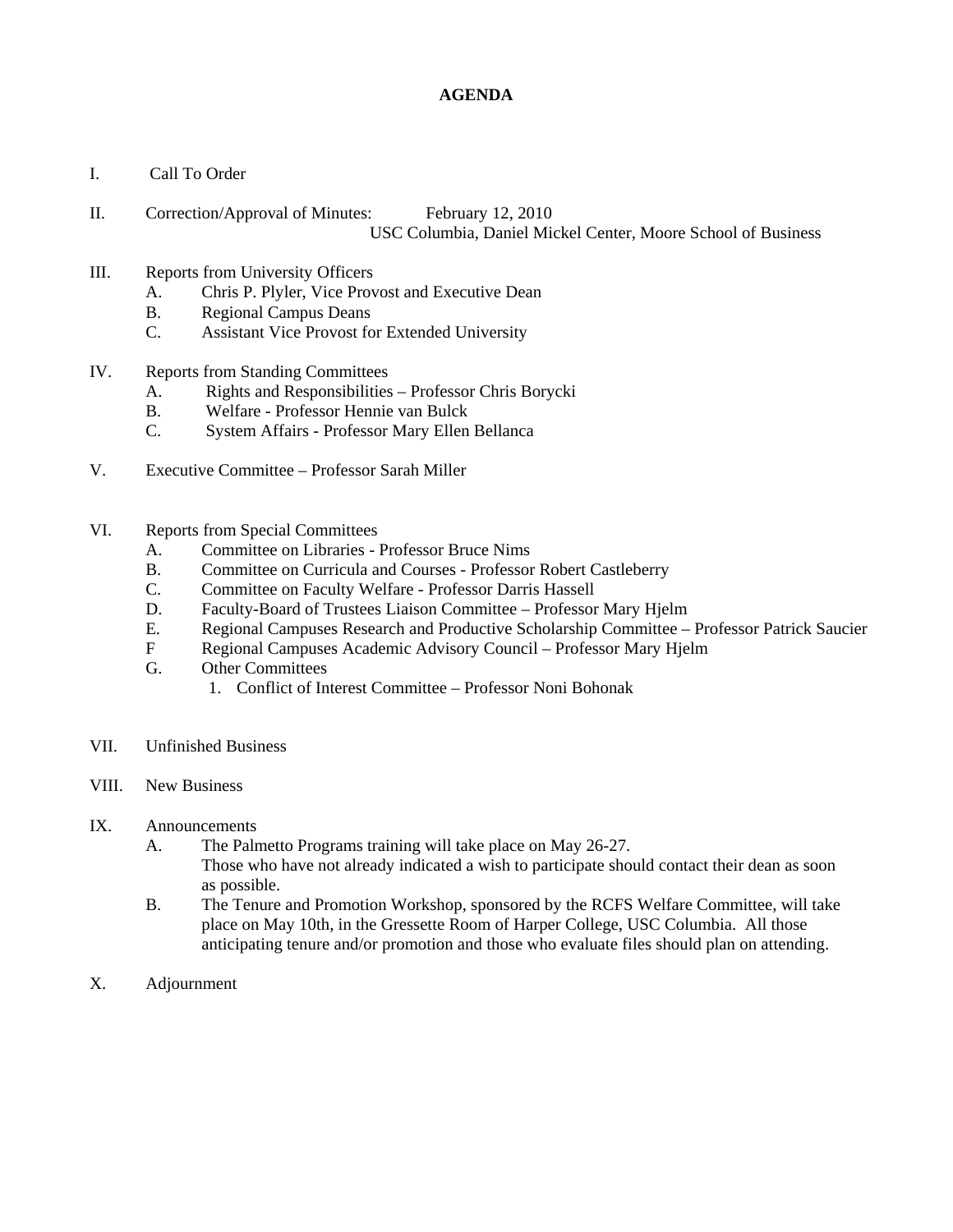# AGENDA

I. Call To Order

II. Correction/Approval of Minutes: February 12, 2010
USC Columbia, Daniel Mickel Center, Moore School of Business

III. Reports from University Officers
   - A. Chris P. Plyler, Vice Provost and Executive Dean
   - B. Regional Campus Deans
   - C. Assistant Vice Provost for Extended University

IV. Reports from Standing Committees
   - A. Rights and Responsibilities – Professor Chris Borycki
   - B. Welfare - Professor Hennie van Bulck
   - C. System Affairs - Professor Mary Ellen Bellanca

V. Executive Committee – Professor Sarah Miller

VI. Reports from Special Committees
   - A. Committee on Libraries - Professor Bruce Nims
   - B. Committee on Curricula and Courses - Professor Robert Castleberry
   - C. Committee on Faculty Welfare - Professor Darris Hassell
   - D. Faculty-Board of Trustees Liaison Committee – Professor Mary Hjelm
   - E. Regional Campuses Research and Productive Scholarship Committee – Professor Patrick Saucier
   - F Regional Campuses Academic Advisory Council – Professor Mary Hjelm
   - G. Other Committees
     1. Conflict of Interest Committee – Professor Noni Bohonak

VII. Unfinished Business

VIII. New Business

IX. Announcements
   - A. The Palmetto Programs training will take place on May 26-27.
     Those who have not already indicated a wish to participate should contact their dean as soon as possible.
   - B. The Tenure and Promotion Workshop, sponsored by the RCFS Welfare Committee, will take place on May 10th, in the Gressette Room of Harper College, USC Columbia. All those anticipating tenure and/or promotion and those who evaluate files should plan on attending.

X. Adjournment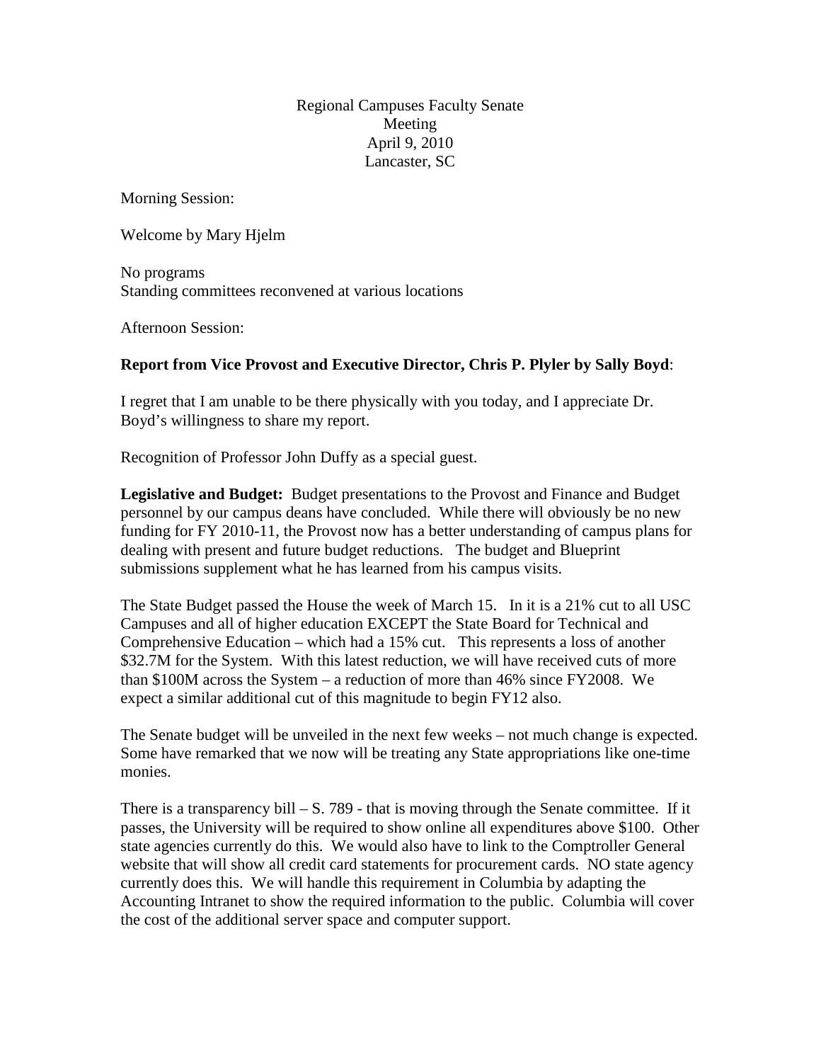Regional Campuses Faculty Senate
Meeting
April 9, 2010
Lancaster, SC

Morning Session:

Welcome by Mary Hjelm

No programs
Standing committees reconvened at various locations

Afternoon Session:

**Report from Vice Provost and Executive Director, Chris P. Plyler by Sally Boyd**:

I regret that I am unable to be there physically with you today, and I appreciate Dr. Boyd's willingness to share my report.

Recognition of Professor John Duffy as a special guest.

**Legislative and Budget:** Budget presentations to the Provost and Finance and Budget personnel by our campus deans have concluded. While there will obviously be no new funding for FY 2010-11, the Provost now has a better understanding of campus plans for dealing with present and future budget reductions. The budget and Blueprint submissions supplement what he has learned from his campus visits.

The State Budget passed the House the week of March 15. In it is a 21% cut to all USC Campuses and all of higher education EXCEPT the State Board for Technical and Comprehensive Education – which had a 15% cut. This represents a loss of another \$32.7M for the System. With this latest reduction, we will have received cuts of more than \$100M across the System – a reduction of more than 46% since FY2008. We expect a similar additional cut of this magnitude to begin FY12 also.

The Senate budget will be unveiled in the next few weeks – not much change is expected. Some have remarked that we now will be treating any State appropriations like one-time monies.

There is a transparency bill – S. 789 - that is moving through the Senate committee. If it passes, the University will be required to show online all expenditures above \$100. Other state agencies currently do this. We would also have to link to the Comptroller General website that will show all credit card statements for procurement cards. NO state agency currently does this. We will handle this requirement in Columbia by adapting the Accounting Intranet to show the required information to the public. Columbia will cover the cost of the additional server space and computer support.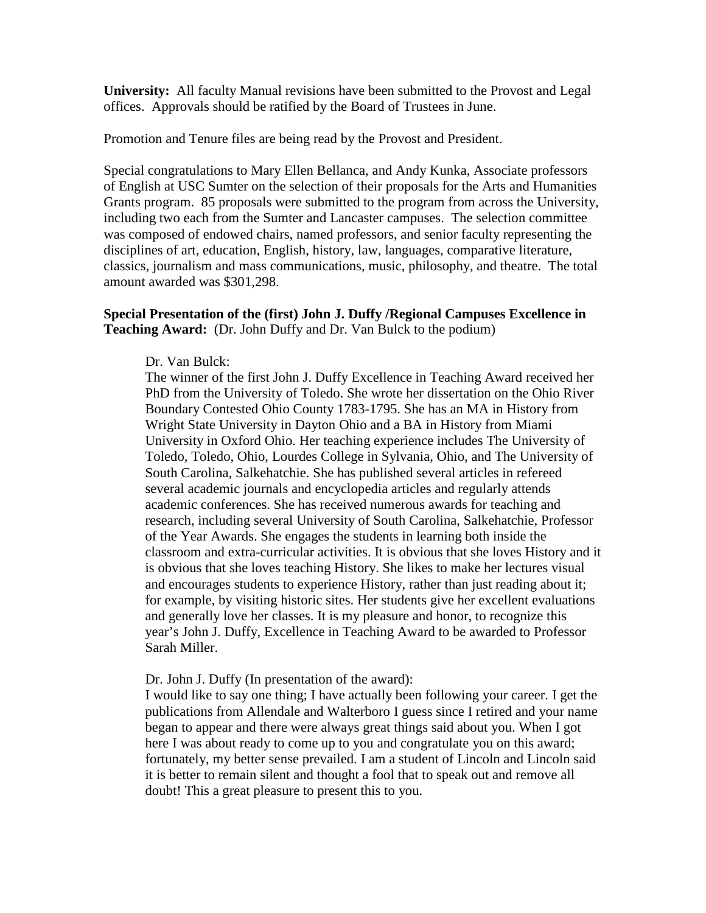**University:** All faculty Manual revisions have been submitted to the Provost and Legal offices. Approvals should be ratified by the Board of Trustees in June.

Promotion and Tenure files are being read by the Provost and President.

Special congratulations to Mary Ellen Bellanca, and Andy Kunka, Associate professors of English at USC Sumter on the selection of their proposals for the Arts and Humanities Grants program. 85 proposals were submitted to the program from across the University, including two each from the Sumter and Lancaster campuses. The selection committee was composed of endowed chairs, named professors, and senior faculty representing the disciplines of art, education, English, history, law, languages, comparative literature, classics, journalism and mass communications, music, philosophy, and theatre. The total amount awarded was $301,298.

**Special Presentation of the (first) John J. Duffy /Regional Campuses Excellence in Teaching Award:** (Dr. John Duffy and Dr. Van Bulck to the podium)

Dr. Van Bulck:
The winner of the first John J. Duffy Excellence in Teaching Award received her PhD from the University of Toledo. She wrote her dissertation on the Ohio River Boundary Contested Ohio County 1783-1795. She has an MA in History from Wright State University in Dayton Ohio and a BA in History from Miami University in Oxford Ohio. Her teaching experience includes The University of Toledo, Toledo, Ohio, Lourdes College in Sylvania, Ohio, and The University of South Carolina, Salkehatchie. She has published several articles in refereed several academic journals and encyclopedia articles and regularly attends academic conferences. She has received numerous awards for teaching and research, including several University of South Carolina, Salkehatchie, Professor of the Year Awards. She engages the students in learning both inside the classroom and extra-curricular activities. It is obvious that she loves History and it is obvious that she loves teaching History. She likes to make her lectures visual and encourages students to experience History, rather than just reading about it; for example, by visiting historic sites. Her students give her excellent evaluations and generally love her classes. It is my pleasure and honor, to recognize this year's John J. Duffy, Excellence in Teaching Award to be awarded to Professor Sarah Miller.

Dr. John J. Duffy (In presentation of the award):
I would like to say one thing; I have actually been following your career. I get the publications from Allendale and Walterboro I guess since I retired and your name began to appear and there were always great things said about you. When I got here I was about ready to come up to you and congratulate you on this award; fortunately, my better sense prevailed. I am a student of Lincoln and Lincoln said it is better to remain silent and thought a fool that to speak out and remove all doubt! This a great pleasure to present this to you.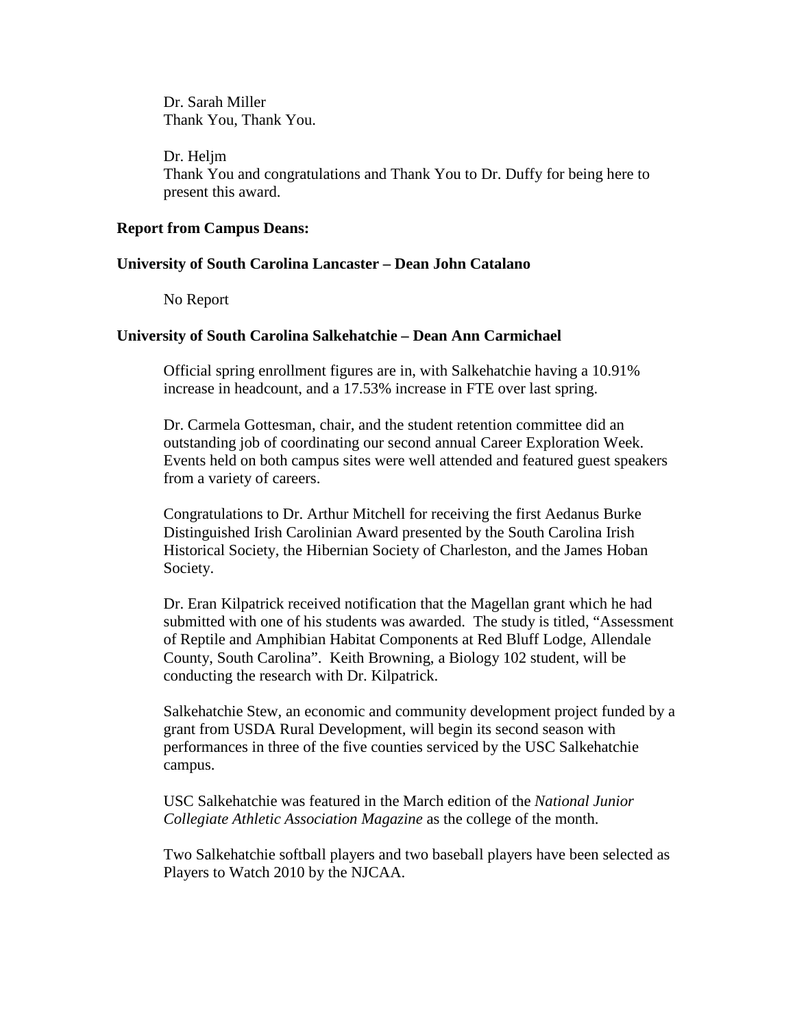Dr. Sarah Miller
Thank You, Thank You.

Dr. Heljm
Thank You and congratulations and Thank You to Dr. Duffy for being here to present this award.

**Report from Campus Deans:**

**University of South Carolina Lancaster – Dean John Catalano**

No Report

**University of South Carolina Salkehatchie – Dean Ann Carmichael**

Official spring enrollment figures are in, with Salkehatchie having a 10.91% increase in headcount, and a 17.53% increase in FTE over last spring.

Dr. Carmela Gottesman, chair, and the student retention committee did an outstanding job of coordinating our second annual Career Exploration Week. Events held on both campus sites were well attended and featured guest speakers from a variety of careers.

Congratulations to Dr. Arthur Mitchell for receiving the first Aedanus Burke Distinguished Irish Carolinian Award presented by the South Carolina Irish Historical Society, the Hibernian Society of Charleston, and the James Hoban Society.

Dr. Eran Kilpatrick received notification that the Magellan grant which he had submitted with one of his students was awarded. The study is titled, "Assessment of Reptile and Amphibian Habitat Components at Red Bluff Lodge, Allendale County, South Carolina". Keith Browning, a Biology 102 student, will be conducting the research with Dr. Kilpatrick.

Salkehatchie Stew, an economic and community development project funded by a grant from USDA Rural Development, will begin its second season with performances in three of the five counties serviced by the USC Salkehatchie campus.

USC Salkehatchie was featured in the March edition of the *National Junior Collegiate Athletic Association Magazine* as the college of the month.

Two Salkehatchie softball players and two baseball players have been selected as Players to Watch 2010 by the NJCAA.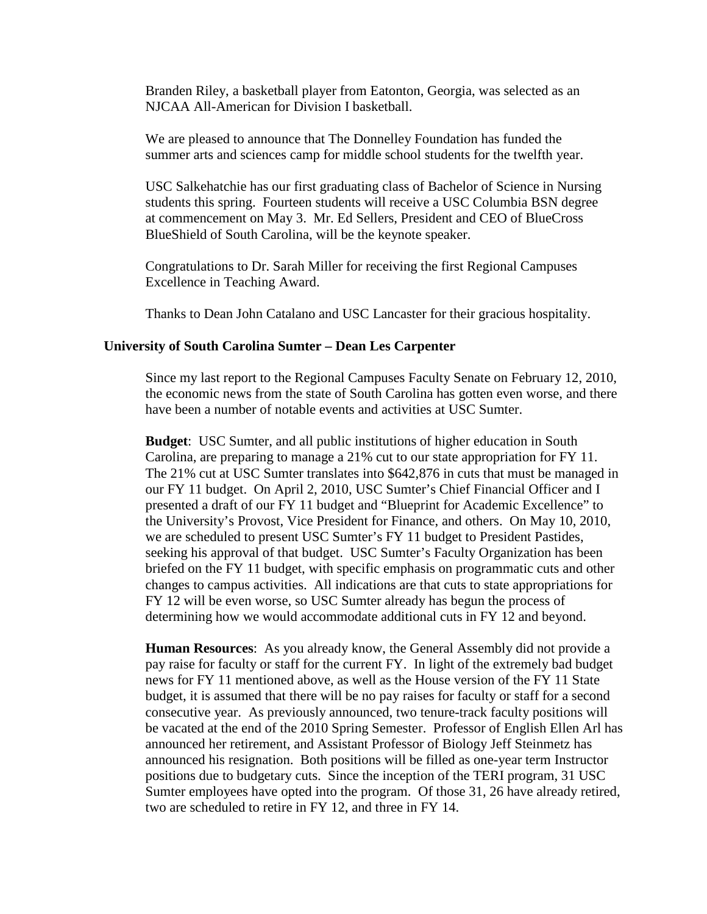Branden Riley, a basketball player from Eatonton, Georgia, was selected as an NJCAA All-American for Division I basketball.

We are pleased to announce that The Donnelley Foundation has funded the summer arts and sciences camp for middle school students for the twelfth year.

USC Salkehatchie has our first graduating class of Bachelor of Science in Nursing students this spring. Fourteen students will receive a USC Columbia BSN degree at commencement on May 3. Mr. Ed Sellers, President and CEO of BlueCross BlueShield of South Carolina, will be the keynote speaker.

Congratulations to Dr. Sarah Miller for receiving the first Regional Campuses Excellence in Teaching Award.

Thanks to Dean John Catalano and USC Lancaster for their gracious hospitality.

**University of South Carolina Sumter – Dean Les Carpenter**

Since my last report to the Regional Campuses Faculty Senate on February 12, 2010, the economic news from the state of South Carolina has gotten even worse, and there have been a number of notable events and activities at USC Sumter.

**Budget**: USC Sumter, and all public institutions of higher education in South Carolina, are preparing to manage a 21% cut to our state appropriation for FY 11. The 21% cut at USC Sumter translates into $642,876 in cuts that must be managed in our FY 11 budget. On April 2, 2010, USC Sumter's Chief Financial Officer and I presented a draft of our FY 11 budget and "Blueprint for Academic Excellence" to the University's Provost, Vice President for Finance, and others. On May 10, 2010, we are scheduled to present USC Sumter's FY 11 budget to President Pastides, seeking his approval of that budget. USC Sumter's Faculty Organization has been briefed on the FY 11 budget, with specific emphasis on programmatic cuts and other changes to campus activities. All indications are that cuts to state appropriations for FY 12 will be even worse, so USC Sumter already has begun the process of determining how we would accommodate additional cuts in FY 12 and beyond.

**Human Resources**: As you already know, the General Assembly did not provide a pay raise for faculty or staff for the current FY. In light of the extremely bad budget news for FY 11 mentioned above, as well as the House version of the FY 11 State budget, it is assumed that there will be no pay raises for faculty or staff for a second consecutive year. As previously announced, two tenure-track faculty positions will be vacated at the end of the 2010 Spring Semester. Professor of English Ellen Arl has announced her retirement, and Assistant Professor of Biology Jeff Steinmetz has announced his resignation. Both positions will be filled as one-year term Instructor positions due to budgetary cuts. Since the inception of the TERI program, 31 USC Sumter employees have opted into the program. Of those 31, 26 have already retired, two are scheduled to retire in FY 12, and three in FY 14.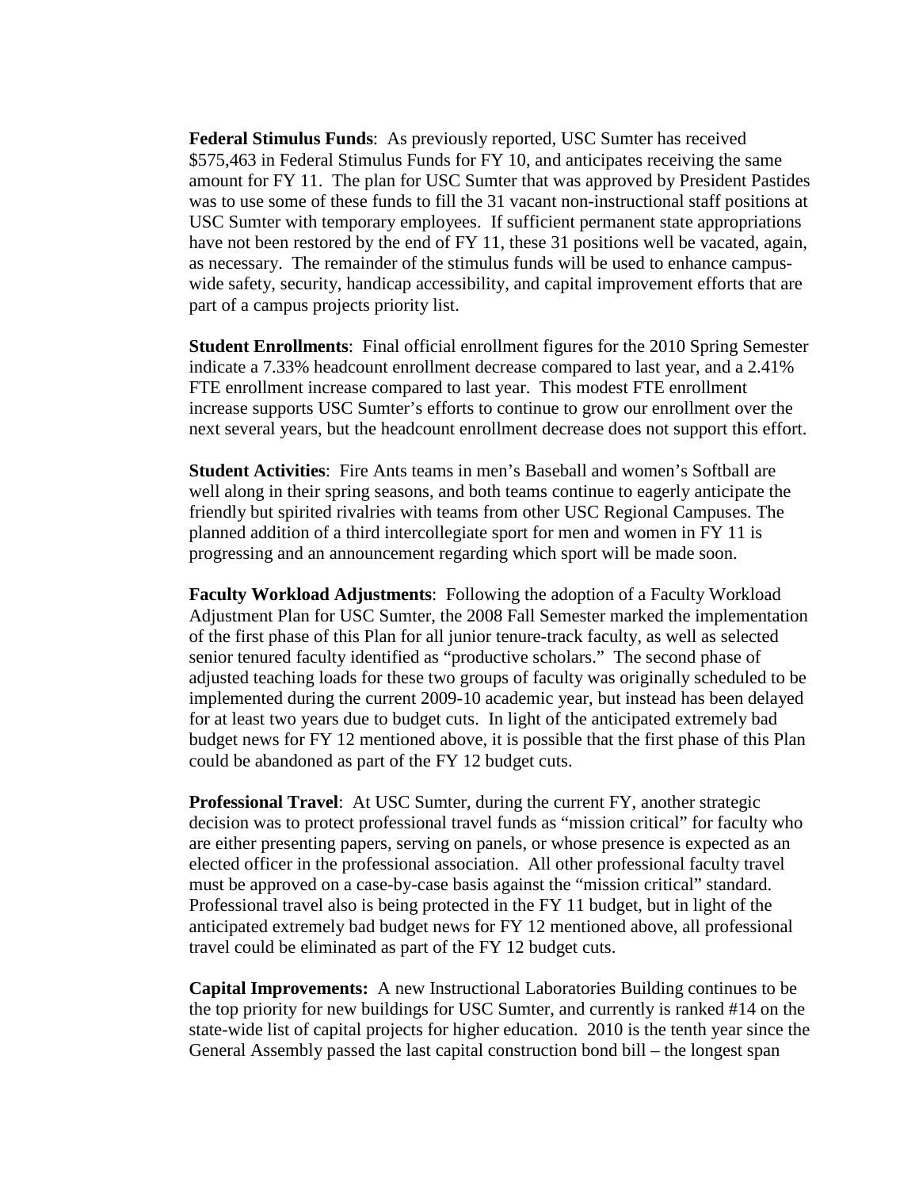**Federal Stimulus Funds**: As previously reported, USC Sumter has received $575,463 in Federal Stimulus Funds for FY 10, and anticipates receiving the same amount for FY 11. The plan for USC Sumter that was approved by President Pastides was to use some of these funds to fill the 31 vacant non-instructional staff positions at USC Sumter with temporary employees. If sufficient permanent state appropriations have not been restored by the end of FY 11, these 31 positions well be vacated, again, as necessary. The remainder of the stimulus funds will be used to enhance campus-wide safety, security, handicap accessibility, and capital improvement efforts that are part of a campus projects priority list.

**Student Enrollments**: Final official enrollment figures for the 2010 Spring Semester indicate a 7.33% headcount enrollment decrease compared to last year, and a 2.41% FTE enrollment increase compared to last year. This modest FTE enrollment increase supports USC Sumter's efforts to continue to grow our enrollment over the next several years, but the headcount enrollment decrease does not support this effort.

**Student Activities**: Fire Ants teams in men's Baseball and women's Softball are well along in their spring seasons, and both teams continue to eagerly anticipate the friendly but spirited rivalries with teams from other USC Regional Campuses. The planned addition of a third intercollegiate sport for men and women in FY 11 is progressing and an announcement regarding which sport will be made soon.

**Faculty Workload Adjustments**: Following the adoption of a Faculty Workload Adjustment Plan for USC Sumter, the 2008 Fall Semester marked the implementation of the first phase of this Plan for all junior tenure-track faculty, as well as selected senior tenured faculty identified as "productive scholars." The second phase of adjusted teaching loads for these two groups of faculty was originally scheduled to be implemented during the current 2009-10 academic year, but instead has been delayed for at least two years due to budget cuts. In light of the anticipated extremely bad budget news for FY 12 mentioned above, it is possible that the first phase of this Plan could be abandoned as part of the FY 12 budget cuts.

**Professional Travel**: At USC Sumter, during the current FY, another strategic decision was to protect professional travel funds as "mission critical" for faculty who are either presenting papers, serving on panels, or whose presence is expected as an elected officer in the professional association. All other professional faculty travel must be approved on a case-by-case basis against the "mission critical" standard. Professional travel also is being protected in the FY 11 budget, but in light of the anticipated extremely bad budget news for FY 12 mentioned above, all professional travel could be eliminated as part of the FY 12 budget cuts.

**Capital Improvements:** A new Instructional Laboratories Building continues to be the top priority for new buildings for USC Sumter, and currently is ranked #14 on the state-wide list of capital projects for higher education. 2010 is the tenth year since the General Assembly passed the last capital construction bond bill – the longest span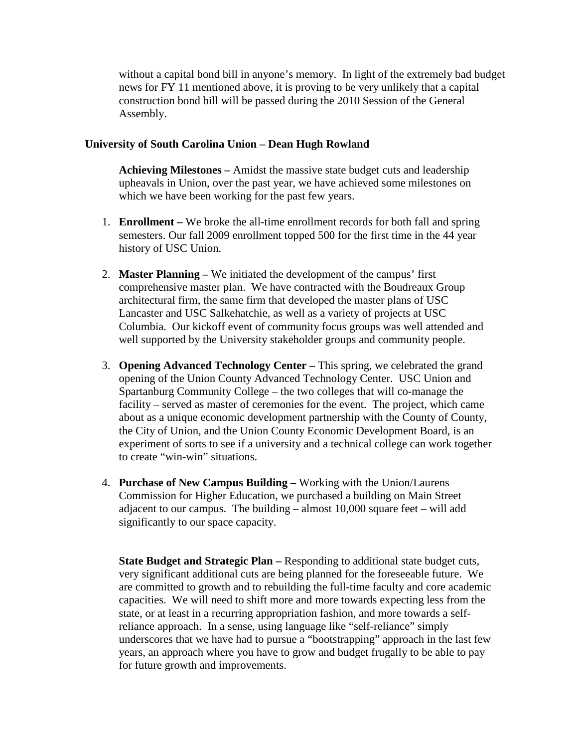without a capital bond bill in anyone's memory. In light of the extremely bad budget news for FY 11 mentioned above, it is proving to be very unlikely that a capital construction bond bill will be passed during the 2010 Session of the General Assembly.

**University of South Carolina Union – Dean Hugh Rowland**

**Achieving Milestones –** Amidst the massive state budget cuts and leadership upheavals in Union, over the past year, we have achieved some milestones on which we have been working for the past few years.

1. **Enrollment –** We broke the all-time enrollment records for both fall and spring semesters. Our fall 2009 enrollment topped 500 for the first time in the 44 year history of USC Union.

2. **Master Planning –** We initiated the development of the campus' first comprehensive master plan. We have contracted with the Boudreaux Group architectural firm, the same firm that developed the master plans of USC Lancaster and USC Salkehatchie, as well as a variety of projects at USC Columbia. Our kickoff event of community focus groups was well attended and well supported by the University stakeholder groups and community people.

3. **Opening Advanced Technology Center –** This spring, we celebrated the grand opening of the Union County Advanced Technology Center. USC Union and Spartanburg Community College – the two colleges that will co-manage the facility – served as master of ceremonies for the event. The project, which came about as a unique economic development partnership with the County of County, the City of Union, and the Union County Economic Development Board, is an experiment of sorts to see if a university and a technical college can work together to create "win-win" situations.

4. **Purchase of New Campus Building –** Working with the Union/Laurens Commission for Higher Education, we purchased a building on Main Street adjacent to our campus. The building – almost 10,000 square feet – will add significantly to our space capacity.

**State Budget and Strategic Plan –** Responding to additional state budget cuts, very significant additional cuts are being planned for the foreseeable future. We are committed to growth and to rebuilding the full-time faculty and core academic capacities. We will need to shift more and more towards expecting less from the state, or at least in a recurring appropriation fashion, and more towards a self-reliance approach. In a sense, using language like "self-reliance" simply underscores that we have had to pursue a "bootstrapping" approach in the last few years, an approach where you have to grow and budget frugally to be able to pay for future growth and improvements.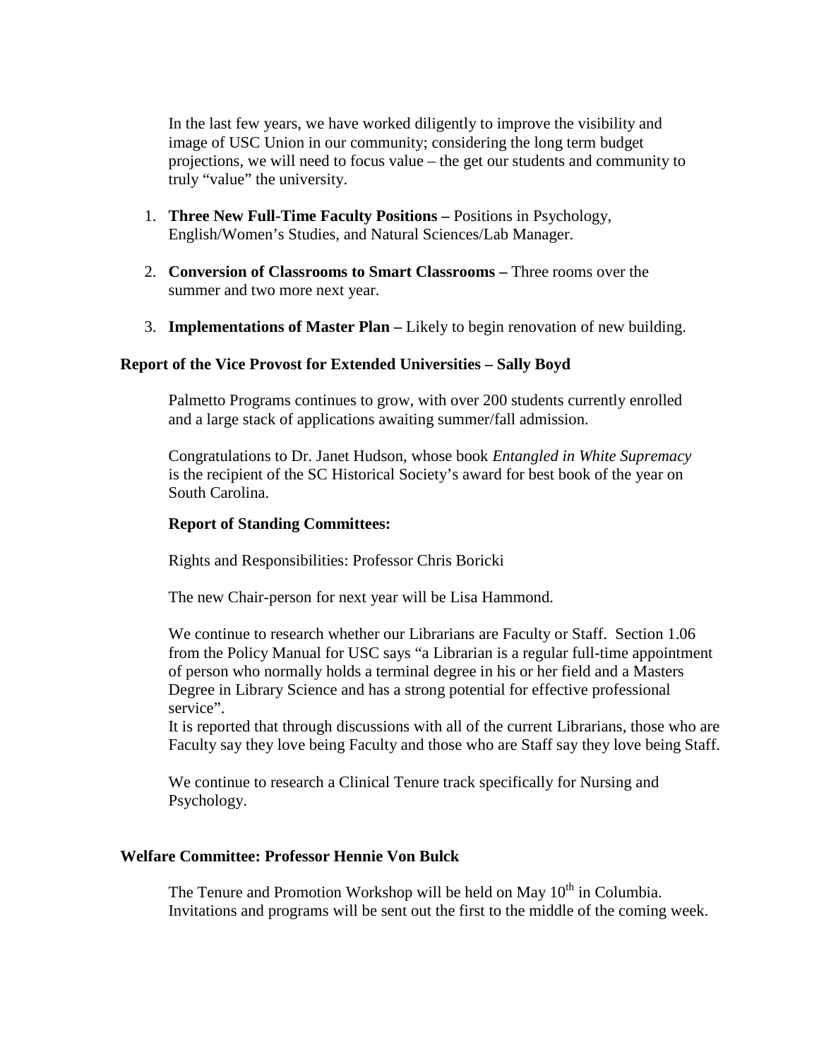In the last few years, we have worked diligently to improve the visibility and image of USC Union in our community; considering the long term budget projections, we will need to focus value – the get our students and community to truly "value" the university.

1. **Three New Full-Time Faculty Positions –** Positions in Psychology, English/Women's Studies, and Natural Sciences/Lab Manager.

2. **Conversion of Classrooms to Smart Classrooms –** Three rooms over the summer and two more next year.

3. **Implementations of Master Plan –** Likely to begin renovation of new building.

**Report of the Vice Provost for Extended Universities – Sally Boyd**

Palmetto Programs continues to grow, with over 200 students currently enrolled and a large stack of applications awaiting summer/fall admission.

Congratulations to Dr. Janet Hudson, whose book *Entangled in White Supremacy* is the recipient of the SC Historical Society's award for best book of the year on South Carolina.

**Report of Standing Committees:**

Rights and Responsibilities: Professor Chris Boricki

The new Chair-person for next year will be Lisa Hammond.

We continue to research whether our Librarians are Faculty or Staff. Section 1.06 from the Policy Manual for USC says "a Librarian is a regular full-time appointment of person who normally holds a terminal degree in his or her field and a Masters Degree in Library Science and has a strong potential for effective professional service".
It is reported that through discussions with all of the current Librarians, those who are Faculty say they love being Faculty and those who are Staff say they love being Staff.

We continue to research a Clinical Tenure track specifically for Nursing and Psychology.

**Welfare Committee: Professor Hennie Von Bulck**

The Tenure and Promotion Workshop will be held on May 10th in Columbia. Invitations and programs will be sent out the first to the middle of the coming week.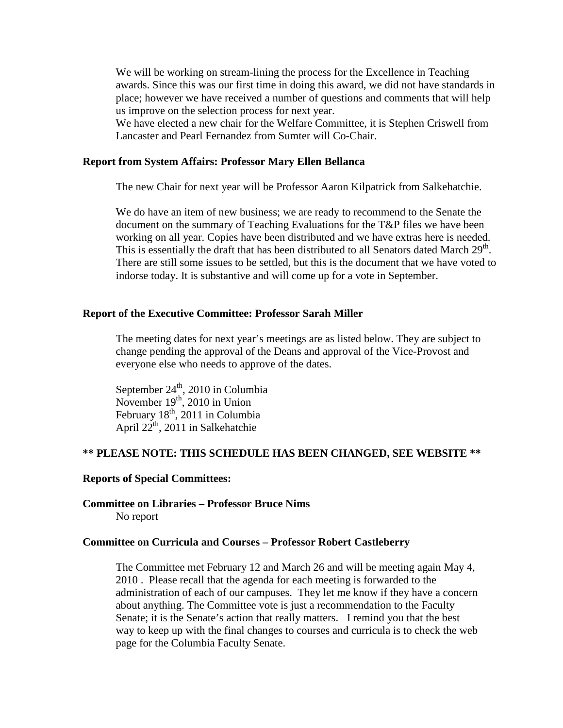We will be working on stream-lining the process for the Excellence in Teaching awards. Since this was our first time in doing this award, we did not have standards in place; however we have received a number of questions and comments that will help us improve on the selection process for next year.
We have elected a new chair for the Welfare Committee, it is Stephen Criswell from Lancaster and Pearl Fernandez from Sumter will Co-Chair.

**Report from System Affairs: Professor Mary Ellen Bellanca**

The new Chair for next year will be Professor Aaron Kilpatrick from Salkehatchie.

We do have an item of new business; we are ready to recommend to the Senate the document on the summary of Teaching Evaluations for the T&P files we have been working on all year. Copies have been distributed and we have extras here is needed. This is essentially the draft that has been distributed to all Senators dated March 29th. There are still some issues to be settled, but this is the document that we have voted to indorse today. It is substantive and will come up for a vote in September.

**Report of the Executive Committee: Professor Sarah Miller**

The meeting dates for next year's meetings are as listed below. They are subject to change pending the approval of the Deans and approval of the Vice-Provost and everyone else who needs to approve of the dates.

September 24th, 2010 in Columbia
November 19th, 2010 in Union
February 18th, 2011 in Columbia
April 22th, 2011 in Salkehatchie

**** PLEASE NOTE: THIS SCHEDULE HAS BEEN CHANGED, SEE WEBSITE ****

**Reports of Special Committees:**

**Committee on Libraries – Professor Bruce Nims**
No report

**Committee on Curricula and Courses – Professor Robert Castleberry**

The Committee met February 12 and March 26 and will be meeting again May 4, 2010 . Please recall that the agenda for each meeting is forwarded to the administration of each of our campuses. They let me know if they have a concern about anything. The Committee vote is just a recommendation to the Faculty Senate; it is the Senate's action that really matters. I remind you that the best way to keep up with the final changes to courses and curricula is to check the web page for the Columbia Faculty Senate.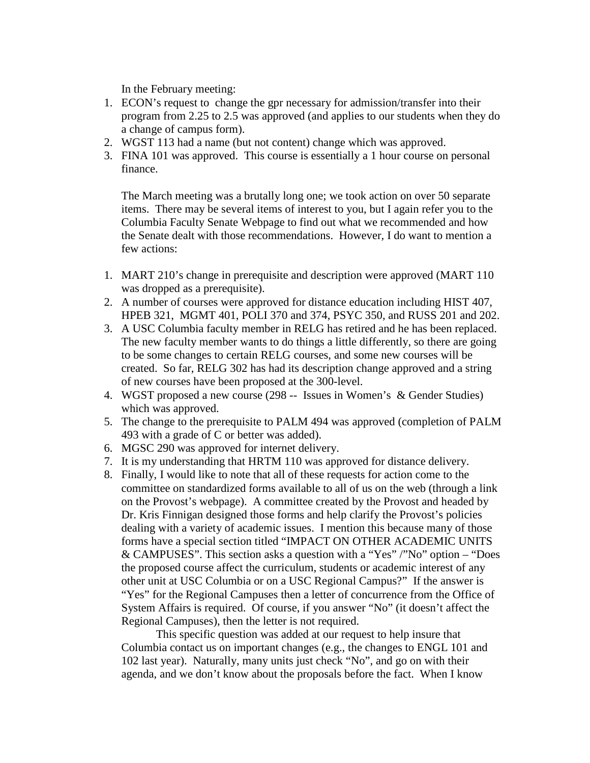In the February meeting:

1. ECON's request to change the gpr necessary for admission/transfer into their program from 2.25 to 2.5 was approved (and applies to our students when they do a change of campus form).
2. WGST 113 had a name (but not content) change which was approved.
3. FINA 101 was approved. This course is essentially a 1 hour course on personal finance.

The March meeting was a brutally long one; we took action on over 50 separate items. There may be several items of interest to you, but I again refer you to the Columbia Faculty Senate Webpage to find out what we recommended and how the Senate dealt with those recommendations. However, I do want to mention a few actions:

1. MART 210's change in prerequisite and description were approved (MART 110 was dropped as a prerequisite).
2. A number of courses were approved for distance education including HIST 407, HPEB 321, MGMT 401, POLI 370 and 374, PSYC 350, and RUSS 201 and 202.
3. A USC Columbia faculty member in RELG has retired and he has been replaced. The new faculty member wants to do things a little differently, so there are going to be some changes to certain RELG courses, and some new courses will be created. So far, RELG 302 has had its description change approved and a string of new courses have been proposed at the 300-level.
4. WGST proposed a new course (298 -- Issues in Women's & Gender Studies) which was approved.
5. The change to the prerequisite to PALM 494 was approved (completion of PALM 493 with a grade of C or better was added).
6. MGSC 290 was approved for internet delivery.
7. It is my understanding that HRTM 110 was approved for distance delivery.
8. Finally, I would like to note that all of these requests for action come to the committee on standardized forms available to all of us on the web (through a link on the Provost's webpage). A committee created by the Provost and headed by Dr. Kris Finnigan designed those forms and help clarify the Provost's policies dealing with a variety of academic issues. I mention this because many of those forms have a special section titled "IMPACT ON OTHER ACADEMIC UNITS & CAMPUSES". This section asks a question with a "Yes" /"No" option – "Does the proposed course affect the curriculum, students or academic interest of any other unit at USC Columbia or on a USC Regional Campus?" If the answer is "Yes" for the Regional Campuses then a letter of concurrence from the Office of System Affairs is required. Of course, if you answer "No" (it doesn't affect the Regional Campuses), then the letter is not required.

   This specific question was added at our request to help insure that Columbia contact us on important changes (e.g., the changes to ENGL 101 and 102 last year). Naturally, many units just check "No", and go on with their agenda, and we don't know about the proposals before the fact. When I know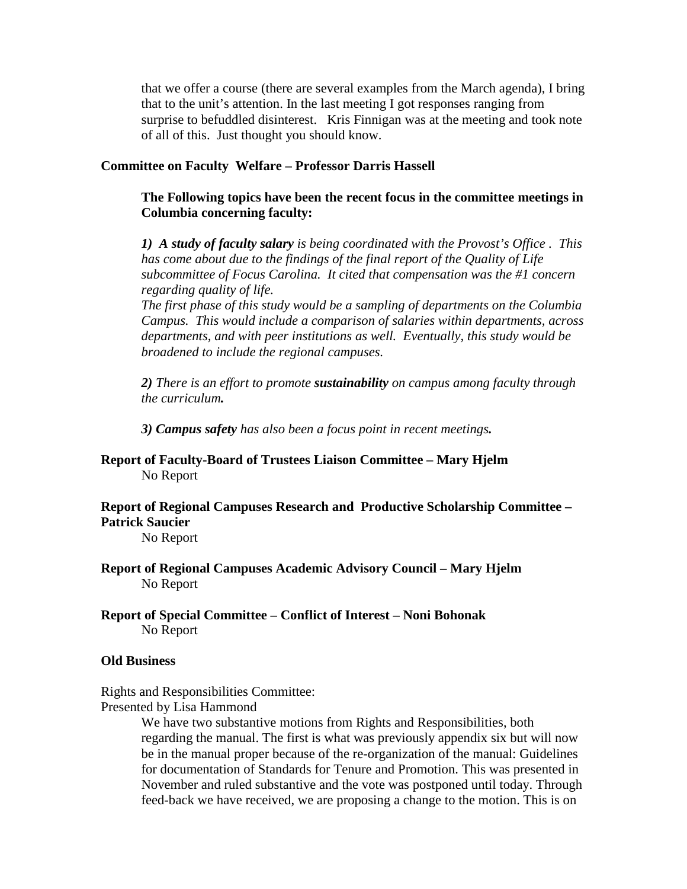that we offer a course (there are several examples from the March agenda), I bring that to the unit's attention. In the last meeting I got responses ranging from surprise to befuddled disinterest. Kris Finnigan was at the meeting and took note of all of this. Just thought you should know.

**Committee on Faculty Welfare – Professor Darris Hassell**

**The Following topics have been the recent focus in the committee meetings in Columbia concerning faculty:**

***1) A study of faculty salary*** *is being coordinated with the Provost's Office . This has come about due to the findings of the final report of the Quality of Life subcommittee of Focus Carolina. It cited that compensation was the #1 concern regarding quality of life.*

*The first phase of this study would be a sampling of departments on the Columbia Campus. This would include a comparison of salaries within departments, across departments, and with peer institutions as well. Eventually, this study would be broadened to include the regional campuses.*

***2)*** *There is an effort to promote* ***sustainability*** *on campus among faculty through the curriculum****.***

***3) Campus safety*** *has also been a focus point in recent meetings****.***

**Report of Faculty-Board of Trustees Liaison Committee – Mary Hjelm**

No Report

**Report of Regional Campuses Research and Productive Scholarship Committee – Patrick Saucier**

No Report

**Report of Regional Campuses Academic Advisory Council – Mary Hjelm**

No Report

**Report of Special Committee – Conflict of Interest – Noni Bohonak**

No Report

**Old Business**

Rights and Responsibilities Committee:
Presented by Lisa Hammond

We have two substantive motions from Rights and Responsibilities, both regarding the manual. The first is what was previously appendix six but will now be in the manual proper because of the re-organization of the manual: Guidelines for documentation of Standards for Tenure and Promotion. This was presented in November and ruled substantive and the vote was postponed until today. Through feed-back we have received, we are proposing a change to the motion. This is on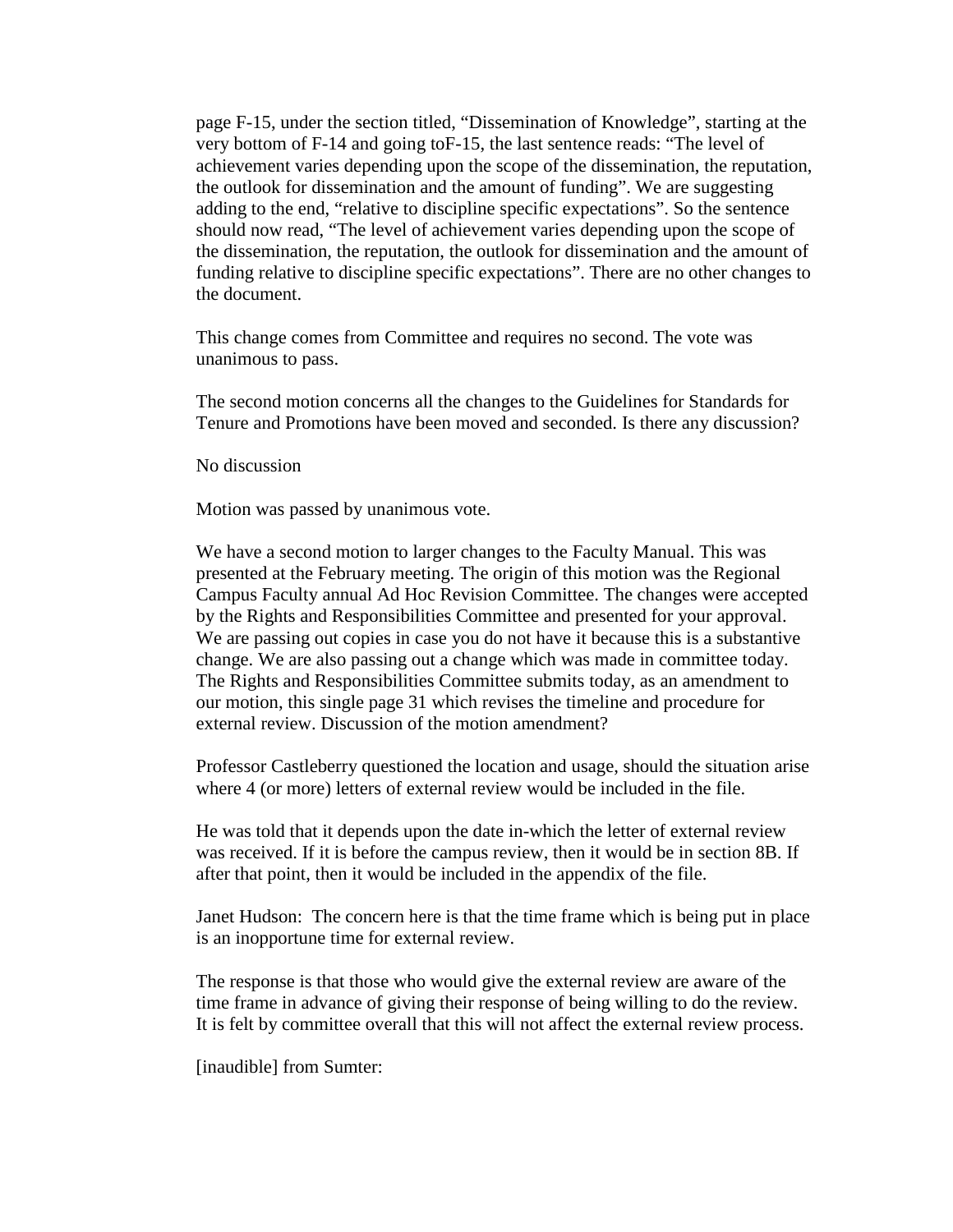page F-15, under the section titled, "Dissemination of Knowledge", starting at the very bottom of F-14 and going toF-15, the last sentence reads: "The level of achievement varies depending upon the scope of the dissemination, the reputation, the outlook for dissemination and the amount of funding". We are suggesting adding to the end, "relative to discipline specific expectations". So the sentence should now read, "The level of achievement varies depending upon the scope of the dissemination, the reputation, the outlook for dissemination and the amount of funding relative to discipline specific expectations". There are no other changes to the document.

This change comes from Committee and requires no second. The vote was unanimous to pass.

The second motion concerns all the changes to the Guidelines for Standards for Tenure and Promotions have been moved and seconded. Is there any discussion?

No discussion

Motion was passed by unanimous vote.

We have a second motion to larger changes to the Faculty Manual. This was presented at the February meeting. The origin of this motion was the Regional Campus Faculty annual Ad Hoc Revision Committee. The changes were accepted by the Rights and Responsibilities Committee and presented for your approval. We are passing out copies in case you do not have it because this is a substantive change. We are also passing out a change which was made in committee today. The Rights and Responsibilities Committee submits today, as an amendment to our motion, this single page 31 which revises the timeline and procedure for external review. Discussion of the motion amendment?

Professor Castleberry questioned the location and usage, should the situation arise where 4 (or more) letters of external review would be included in the file.

He was told that it depends upon the date in-which the letter of external review was received. If it is before the campus review, then it would be in section 8B. If after that point, then it would be included in the appendix of the file.

Janet Hudson: The concern here is that the time frame which is being put in place is an inopportune time for external review.

The response is that those who would give the external review are aware of the time frame in advance of giving their response of being willing to do the review. It is felt by committee overall that this will not affect the external review process.

[inaudible] from Sumter: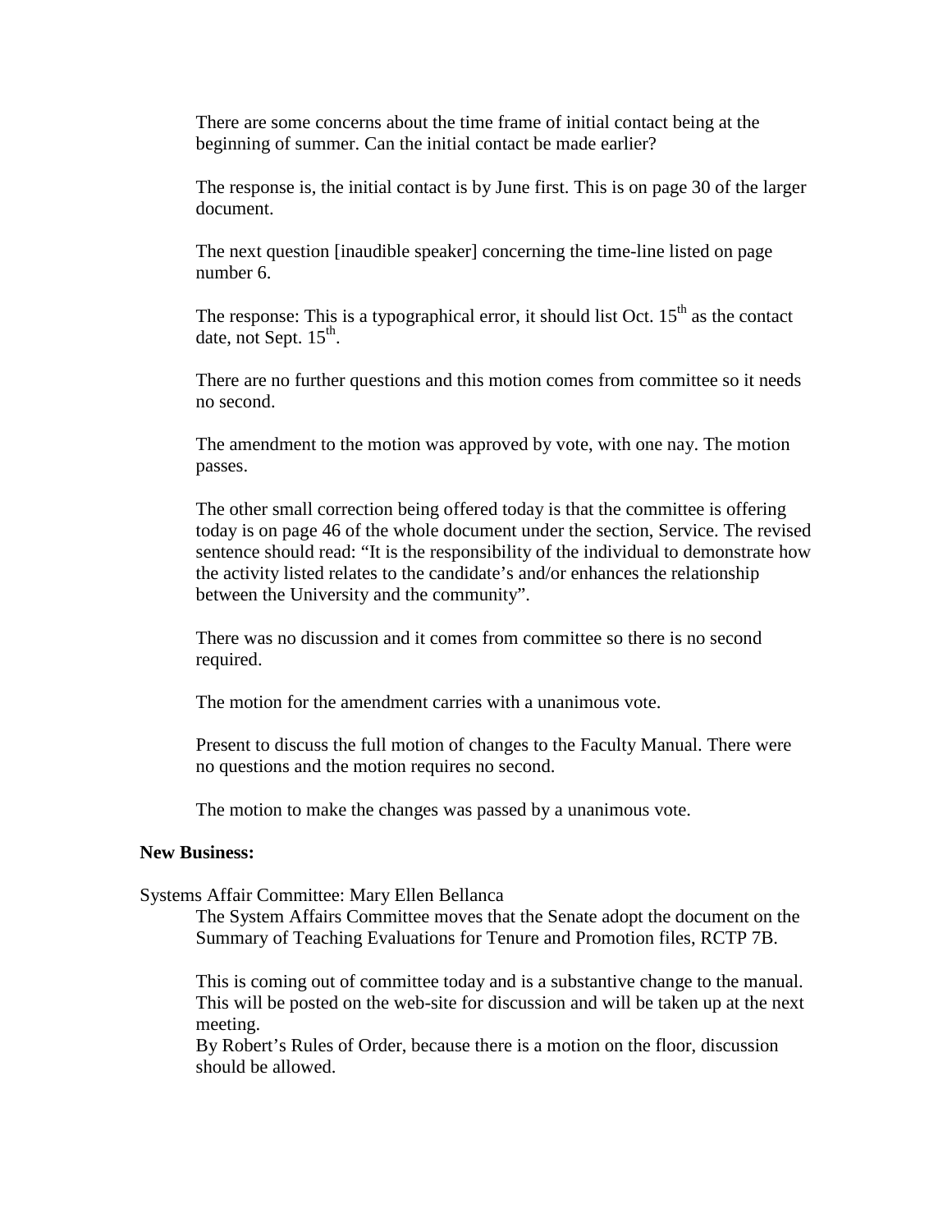There are some concerns about the time frame of initial contact being at the beginning of summer. Can the initial contact be made earlier?

The response is, the initial contact is by June first. This is on page 30 of the larger document.

The next question [inaudible speaker] concerning the time-line listed on page number 6.

The response: This is a typographical error, it should list Oct. 15th as the contact date, not Sept. 15th.

There are no further questions and this motion comes from committee so it needs no second.

The amendment to the motion was approved by vote, with one nay. The motion passes.

The other small correction being offered today is that the committee is offering today is on page 46 of the whole document under the section, Service. The revised sentence should read: "It is the responsibility of the individual to demonstrate how the activity listed relates to the candidate's and/or enhances the relationship between the University and the community".

There was no discussion and it comes from committee so there is no second required.

The motion for the amendment carries with a unanimous vote.

Present to discuss the full motion of changes to the Faculty Manual. There were no questions and the motion requires no second.

The motion to make the changes was passed by a unanimous vote.

**New Business:**

Systems Affair Committee: Mary Ellen Bellanca

The System Affairs Committee moves that the Senate adopt the document on the Summary of Teaching Evaluations for Tenure and Promotion files, RCTP 7B.

This is coming out of committee today and is a substantive change to the manual. This will be posted on the web-site for discussion and will be taken up at the next meeting.
By Robert's Rules of Order, because there is a motion on the floor, discussion should be allowed.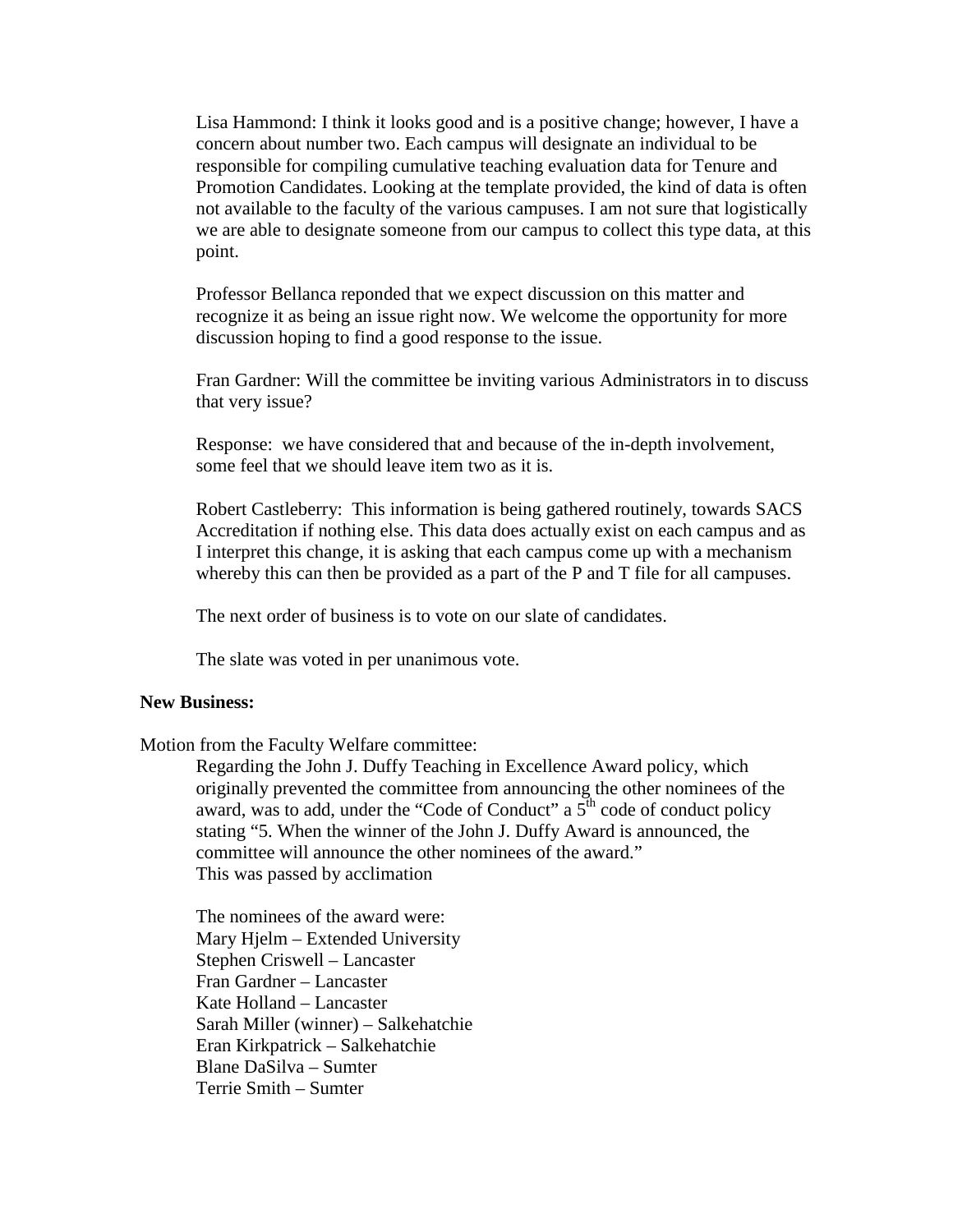Lisa Hammond: I think it looks good and is a positive change; however, I have a concern about number two. Each campus will designate an individual to be responsible for compiling cumulative teaching evaluation data for Tenure and Promotion Candidates. Looking at the template provided, the kind of data is often not available to the faculty of the various campuses. I am not sure that logistically we are able to designate someone from our campus to collect this type data, at this point.

Professor Bellanca reponded that we expect discussion on this matter and recognize it as being an issue right now. We welcome the opportunity for more discussion hoping to find a good response to the issue.

Fran Gardner: Will the committee be inviting various Administrators in to discuss that very issue?

Response: we have considered that and because of the in-depth involvement, some feel that we should leave item two as it is.

Robert Castleberry: This information is being gathered routinely, towards SACS Accreditation if nothing else. This data does actually exist on each campus and as I interpret this change, it is asking that each campus come up with a mechanism whereby this can then be provided as a part of the P and T file for all campuses.

The next order of business is to vote on our slate of candidates.

The slate was voted in per unanimous vote.

**New Business:**

Motion from the Faculty Welfare committee:

Regarding the John J. Duffy Teaching in Excellence Award policy, which originally prevented the committee from announcing the other nominees of the award, was to add, under the "Code of Conduct" a 5th code of conduct policy stating "5. When the winner of the John J. Duffy Award is announced, the committee will announce the other nominees of the award."
This was passed by acclimation

The nominees of the award were:
Mary Hjelm – Extended University
Stephen Criswell – Lancaster
Fran Gardner – Lancaster
Kate Holland – Lancaster
Sarah Miller (winner) – Salkehatchie
Eran Kirkpatrick – Salkehatchie
Blane DaSilva – Sumter
Terrie Smith – Sumter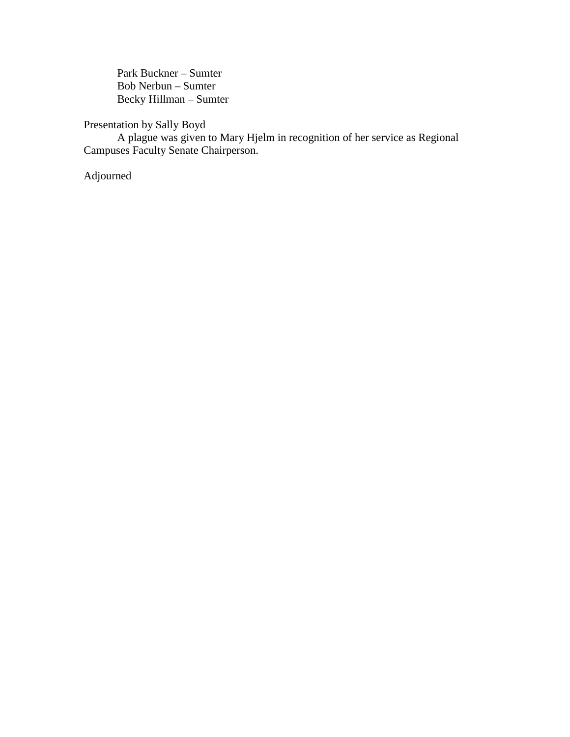Park Buckner – Sumter
Bob Nerbun – Sumter
Becky Hillman – Sumter

Presentation by Sally Boyd

A plague was given to Mary Hjelm in recognition of her service as Regional Campuses Faculty Senate Chairperson.

Adjourned